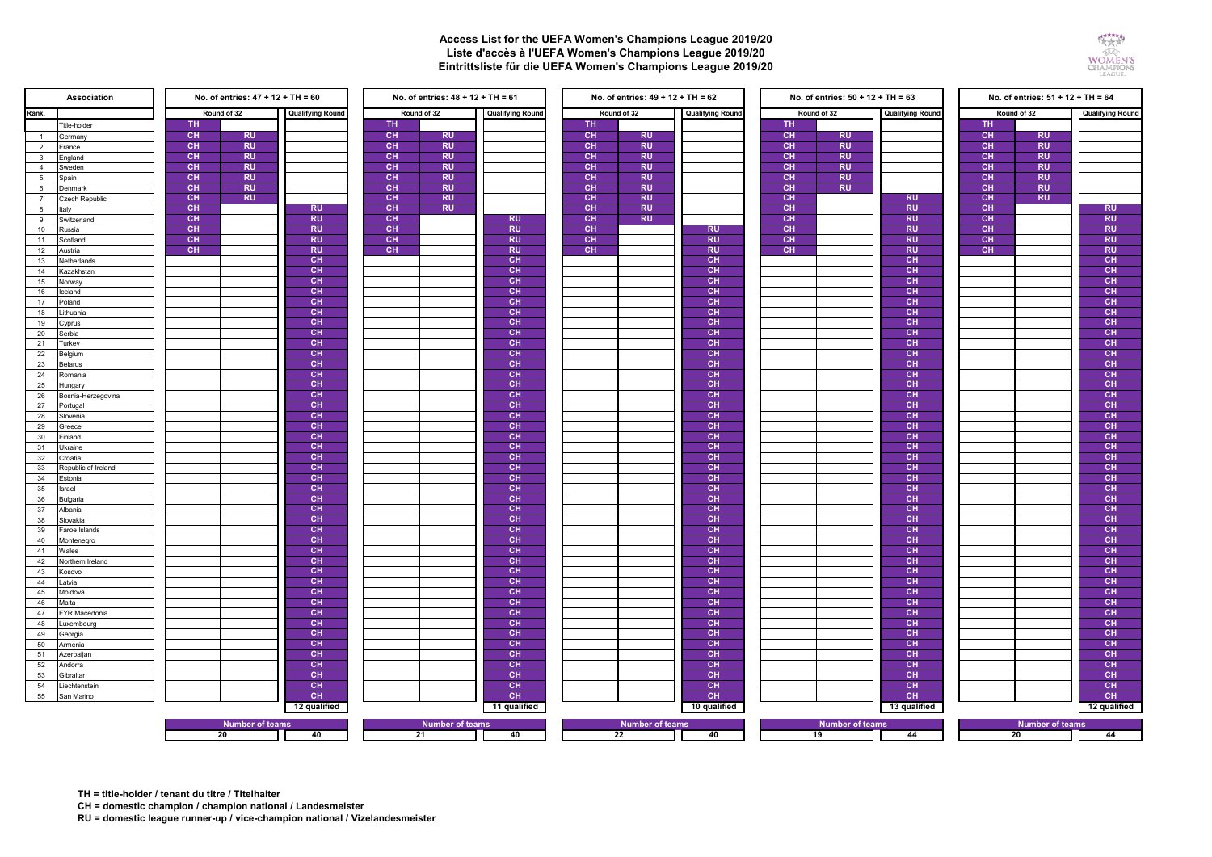# Access List for the UEFA Women's Champions League 2019/20
# Liste d'accès à l'UEFA Women's Champions League 2019/20
# Eintrittsliste für die UEFA Women's Champions League 2019/20

| Rank. | Association | No. of entries: 47 + 12 + TH = 60 | | | No. of entries: 48 + 12 + TH = 61 | | | No. of entries: 49 + 12 + TH = 62 | | | No. of entries: 50 + 12 + TH = 63 | | | No. of entries: 51 + 12 + TH = 64 | | |
|---|---|---|---|---|---|---|---|---|---|---|---|---|---|---|---|---|
| | | Round of 32 | | Qualifying Round | Round of 32 | | Qualifying Round | Round of 32 | | Qualifying Round | Round of 32 | | Qualifying Round | Round of 32 | | Qualifying Round |
| | Title-holder | TH | | | TH | | | TH | | | TH | | | TH | | |
| 1 | Germany | CH | RU | | CH | RU | | CH | RU | | CH | RU | | CH | RU | |
| 2 | France | CH | RU | | CH | RU | | CH | RU | | CH | RU | | CH | RU | |
| 3 | England | CH | RU | | CH | RU | | CH | RU | | CH | RU | | CH | RU | |
| 4 | Sweden | CH | RU | | CH | RU | | CH | RU | | CH | RU | | CH | RU | |
| 5 | Spain | CH | RU | | CH | RU | | CH | RU | | CH | RU | | CH | RU | |
| 6 | Denmark | CH | RU | | CH | RU | | CH | RU | | CH | RU | | CH | RU | |
| 7 | Czech Republic | CH | RU | | CH | RU | | CH | RU | | CH | | RU | CH | RU | |
| 8 | Italy | CH | | RU | CH | RU | | CH | RU | | CH | | RU | CH | | RU |
| 9 | Switzerland | CH | | RU | CH | | RU | CH | RU | | CH | | RU | CH | | RU |
| 10 | Russia | CH | | RU | CH | | RU | CH | | RU | CH | | RU | CH | | RU |
| 11 | Scotland | CH | | RU | CH | | RU | CH | | RU | CH | | RU | CH | | RU |
| 12 | Austria | CH | | RU | CH | | RU | CH | | RU | CH | | RU | CH | | RU |
| 13 | Netherlands | | | CH | | | CH | | | CH | | | CH | | | CH |
| 14 | Kazakhstan | | | CH | | | CH | | | CH | | | CH | | | CH |
| 15 | Norway | | | CH | | | CH | | | CH | | | CH | | | CH |
| 16 | Iceland | | | CH | | | CH | | | CH | | | CH | | | CH |
| 17 | Poland | | | CH | | | CH | | | CH | | | CH | | | CH |
| 18 | Lithuania | | | CH | | | CH | | | CH | | | CH | | | CH |
| 19 | Cyprus | | | CH | | | CH | | | CH | | | CH | | | CH |
| 20 | Serbia | | | CH | | | CH | | | CH | | | CH | | | CH |
| 21 | Turkey | | | CH | | | CH | | | CH | | | CH | | | CH |
| 22 | Belgium | | | CH | | | CH | | | CH | | | CH | | | CH |
| 23 | Belarus | | | CH | | | CH | | | CH | | | CH | | | CH |
| 24 | Romania | | | CH | | | CH | | | CH | | | CH | | | CH |
| 25 | Hungary | | | CH | | | CH | | | CH | | | CH | | | CH |
| 26 | Bosnia-Herzegovina | | | CH | | | CH | | | CH | | | CH | | | CH |
| 27 | Portugal | | | CH | | | CH | | | CH | | | CH | | | CH |
| 28 | Slovenia | | | CH | | | CH | | | CH | | | CH | | | CH |
| 29 | Greece | | | CH | | | CH | | | CH | | | CH | | | CH |
| 30 | Finland | | | CH | | | CH | | | CH | | | CH | | | CH |
| 31 | Ukraine | | | CH | | | CH | | | CH | | | CH | | | CH |
| 32 | Croatia | | | CH | | | CH | | | CH | | | CH | | | CH |
| 33 | Republic of Ireland | | | CH | | | CH | | | CH | | | CH | | | CH |
| 34 | Estonia | | | CH | | | CH | | | CH | | | CH | | | CH |
| 35 | Israel | | | CH | | | CH | | | CH | | | CH | | | CH |
| 36 | Bulgaria | | | CH | | | CH | | | CH | | | CH | | | CH |
| 37 | Albania | | | CH | | | CH | | | CH | | | CH | | | CH |
| 38 | Slovakia | | | CH | | | CH | | | CH | | | CH | | | CH |
| 39 | Faroe Islands | | | CH | | | CH | | | CH | | | CH | | | CH |
| 40 | Montenegro | | | CH | | | CH | | | CH | | | CH | | | CH |
| 41 | Wales | | | CH | | | CH | | | CH | | | CH | | | CH |
| 42 | Northern Ireland | | | CH | | | CH | | | CH | | | CH | | | CH |
| 43 | Kosovo | | | CH | | | CH | | | CH | | | CH | | | CH |
| 44 | Latvia | | | CH | | | CH | | | CH | | | CH | | | CH |
| 45 | Moldova | | | CH | | | CH | | | CH | | | CH | | | CH |
| 46 | Malta | | | CH | | | CH | | | CH | | | CH | | | CH |
| 47 | FYR Macedonia | | | CH | | | CH | | | CH | | | CH | | | CH |
| 48 | Luxembourg | | | CH | | | CH | | | CH | | | CH | | | CH |
| 49 | Georgia | | | CH | | | CH | | | CH | | | CH | | | CH |
| 50 | Armenia | | | CH | | | CH | | | CH | | | CH | | | CH |
| 51 | Azerbaijan | | | CH | | | CH | | | CH | | | CH | | | CH |
| 52 | Andorra | | | CH | | | CH | | | CH | | | CH | | | CH |
| 53 | Gibraltar | | | CH | | | CH | | | CH | | | CH | | | CH |
| 54 | Liechtenstein | | | CH | | | CH | | | CH | | | CH | | | CH |
| 55 | San Marino | | | CH | | | CH | | | CH | | | CH | | | CH |
| | | | | 12 qualified | | | 11 qualified | | | 10 qualified | | | 13 qualified | | | 12 qualified |
| | | Number of teams | | | Number of teams | | | Number of teams | | | Number of teams | | | Number of teams | | |
| | | 20 | | 40 | 21 | | 40 | 22 | | 40 | 19 | | 44 | 20 | | 44 |

**TH = title-holder / tenant du titre / Titelhalter**

**CH = domestic champion / champion national / Landesmeister**

**RU = domestic league runner-up / vice-champion national / Vizelandesmeister**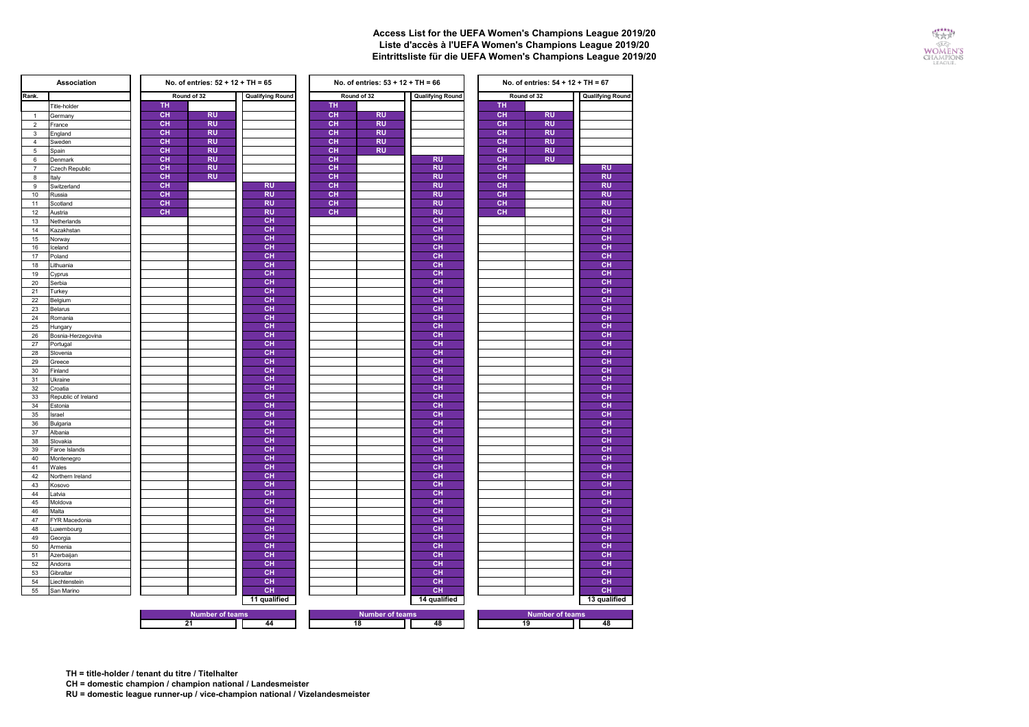# Access List for the UEFA Women's Champions League 2019/20
# Liste d'accès à l'UEFA Women's Champions League 2019/20
# Eintrittsliste für die UEFA Women's Champions League 2019/20

| Association | | No. of entries: 52 + 12 + TH = 65 | | | No. of entries: 53 + 12 + TH = 66 | | | No. of entries: 54 + 12 + TH = 67 | | |
|---|---|---|---|---|---|---|---|---|---|---|
| Rank. | | Round of 32 | | Qualifying Round | Round of 32 | | Qualifying Round | Round of 32 | | Qualifying Round |
| | Title-holder | TH | | | TH | | | TH | | |
| 1 | Germany | CH | RU | | CH | RU | | CH | RU | |
| 2 | France | CH | RU | | CH | RU | | CH | RU | |
| 3 | England | CH | RU | | CH | RU | | CH | RU | |
| 4 | Sweden | CH | RU | | CH | RU | | CH | RU | |
| 5 | Spain | CH | RU | | CH | RU | | CH | RU | |
| 6 | Denmark | CH | RU | | CH | | RU | CH | RU | |
| 7 | Czech Republic | CH | RU | | CH | | RU | CH | | RU |
| 8 | Italy | CH | RU | | CH | | RU | CH | | RU |
| 9 | Switzerland | CH | | RU | CH | | RU | CH | | RU |
| 10 | Russia | CH | | RU | CH | | RU | CH | | RU |
| 11 | Scotland | CH | | RU | CH | | RU | CH | | RU |
| 12 | Austria | CH | | RU | CH | | RU | CH | | RU |
| 13 | Netherlands | | | CH | | | CH | | | CH |
| 14 | Kazakhstan | | | CH | | | CH | | | CH |
| 15 | Norway | | | CH | | | CH | | | CH |
| 16 | Iceland | | | CH | | | CH | | | CH |
| 17 | Poland | | | CH | | | CH | | | CH |
| 18 | Lithuania | | | CH | | | CH | | | CH |
| 19 | Cyprus | | | CH | | | CH | | | CH |
| 20 | Serbia | | | CH | | | CH | | | CH |
| 21 | Turkey | | | CH | | | CH | | | CH |
| 22 | Belgium | | | CH | | | CH | | | CH |
| 23 | Belarus | | | CH | | | CH | | | CH |
| 24 | Romania | | | CH | | | CH | | | CH |
| 25 | Hungary | | | CH | | | CH | | | CH |
| 26 | Bosnia-Herzegovina | | | CH | | | CH | | | CH |
| 27 | Portugal | | | CH | | | CH | | | CH |
| 28 | Slovenia | | | CH | | | CH | | | CH |
| 29 | Greece | | | CH | | | CH | | | CH |
| 30 | Finland | | | CH | | | CH | | | CH |
| 31 | Ukraine | | | CH | | | CH | | | CH |
| 32 | Croatia | | | CH | | | CH | | | CH |
| 33 | Republic of Ireland | | | CH | | | CH | | | CH |
| 34 | Estonia | | | CH | | | CH | | | CH |
| 35 | Israel | | | CH | | | CH | | | CH |
| 36 | Bulgaria | | | CH | | | CH | | | CH |
| 37 | Albania | | | CH | | | CH | | | CH |
| 38 | Slovakia | | | CH | | | CH | | | CH |
| 39 | Faroe Islands | | | CH | | | CH | | | CH |
| 40 | Montenegro | | | CH | | | CH | | | CH |
| 41 | Wales | | | CH | | | CH | | | CH |
| 42 | Northern Ireland | | | CH | | | CH | | | CH |
| 43 | Kosovo | | | CH | | | CH | | | CH |
| 44 | Latvia | | | CH | | | CH | | | CH |
| 45 | Moldova | | | CH | | | CH | | | CH |
| 46 | Malta | | | CH | | | CH | | | CH |
| 47 | FYR Macedonia | | | CH | | | CH | | | CH |
| 48 | Luxembourg | | | CH | | | CH | | | CH |
| 49 | Georgia | | | CH | | | CH | | | CH |
| 50 | Armenia | | | CH | | | CH | | | CH |
| 51 | Azerbaijan | | | CH | | | CH | | | CH |
| 52 | Andorra | | | CH | | | CH | | | CH |
| 53 | Gibraltar | | | CH | | | CH | | | CH |
| 54 | Liechtenstein | | | CH | | | CH | | | CH |
| 55 | San Marino | | | CH | | | CH | | | CH |
| | | | | 11 qualified | | | 14 qualified | | | 13 qualified |
| | | Number of teams | | | Number of teams | | | Number of teams | | |
| | | 21 | | 44 | 18 | | 48 | 19 | | 48 |

**TH = title-holder / tenant du titre / Titelhalter**

**CH = domestic champion / champion national / Landesmeister**

**RU = domestic league runner-up / vice-champion national / Vizelandesmeister**